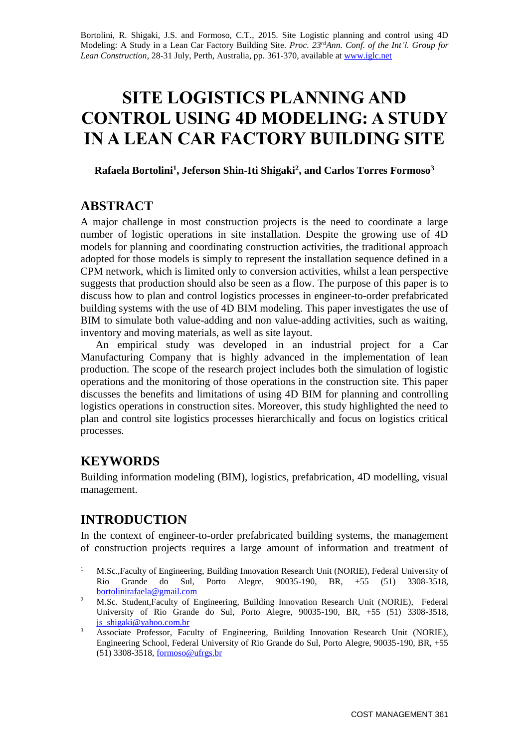Bortolini, R. Shigaki, J.S. and Formoso, C.T., 2015. Site Logistic planning and control using 4D Modeling: A Study in a Lean Car Factory Building Site. *Proc. 23rd Ann. Conf. of the Int'l. Group for Lean Construction*, 28-31 July, Perth, Australia, pp. 361-370, available at www.iglc.net

# SITE LOGISTICS PLANNING AND CONTROL USING 4D MODELING: A STUDY IN A LEAN CAR FACTORY BUILDING SITE

**Rafaela Bortolini[1], Jeferson Shin-Iti Shigaki[2], and Carlos Torres Formoso[3]**

## ABSTRACT

A major challenge in most construction projects is the need to coordinate a large number of logistic operations in site installation. Despite the growing use of 4D models for planning and coordinating construction activities, the traditional approach adopted for those models is simply to represent the installation sequence defined in a CPM network, which is limited only to conversion activities, whilst a lean perspective suggests that production should also be seen as a flow. The purpose of this paper is to discuss how to plan and control logistics processes in engineer-to-order prefabricated building systems with the use of 4D BIM modeling. This paper investigates the use of BIM to simulate both value-adding and non value-adding activities, such as waiting, inventory and moving materials, as well as site layout.

An empirical study was developed in an industrial project for a Car Manufacturing Company that is highly advanced in the implementation of lean production. The scope of the research project includes both the simulation of logistic operations and the monitoring of those operations in the construction site. This paper discusses the benefits and limitations of using 4D BIM for planning and controlling logistics operations in construction sites. Moreover, this study highlighted the need to plan and control site logistics processes hierarchically and focus on logistics critical processes.

## KEYWORDS

Building information modeling (BIM), logistics, prefabrication, 4D modelling, visual management.

## INTRODUCTION

In the context of engineer-to-order prefabricated building systems, the management of construction projects requires a large amount of information and treatment of

---

[1] M.Sc.,Faculty of Engineering, Building Innovation Research Unit (NORIE), Federal University of Rio Grande do Sul, Porto Alegre, 90035-190, BR, +55 (51) 3308-3518, bortolinirafaela@gmail.com

[2] M.Sc. Student,Faculty of Engineering, Building Innovation Research Unit (NORIE), Federal University of Rio Grande do Sul, Porto Alegre, 90035-190, BR, +55 (51) 3308-3518, js_shigaki@yahoo.com.br

[3] Associate Professor, Faculty of Engineering, Building Innovation Research Unit (NORIE), Engineering School, Federal University of Rio Grande do Sul, Porto Alegre, 90035-190, BR, +55 (51) 3308-3518, formoso@ufrgs.br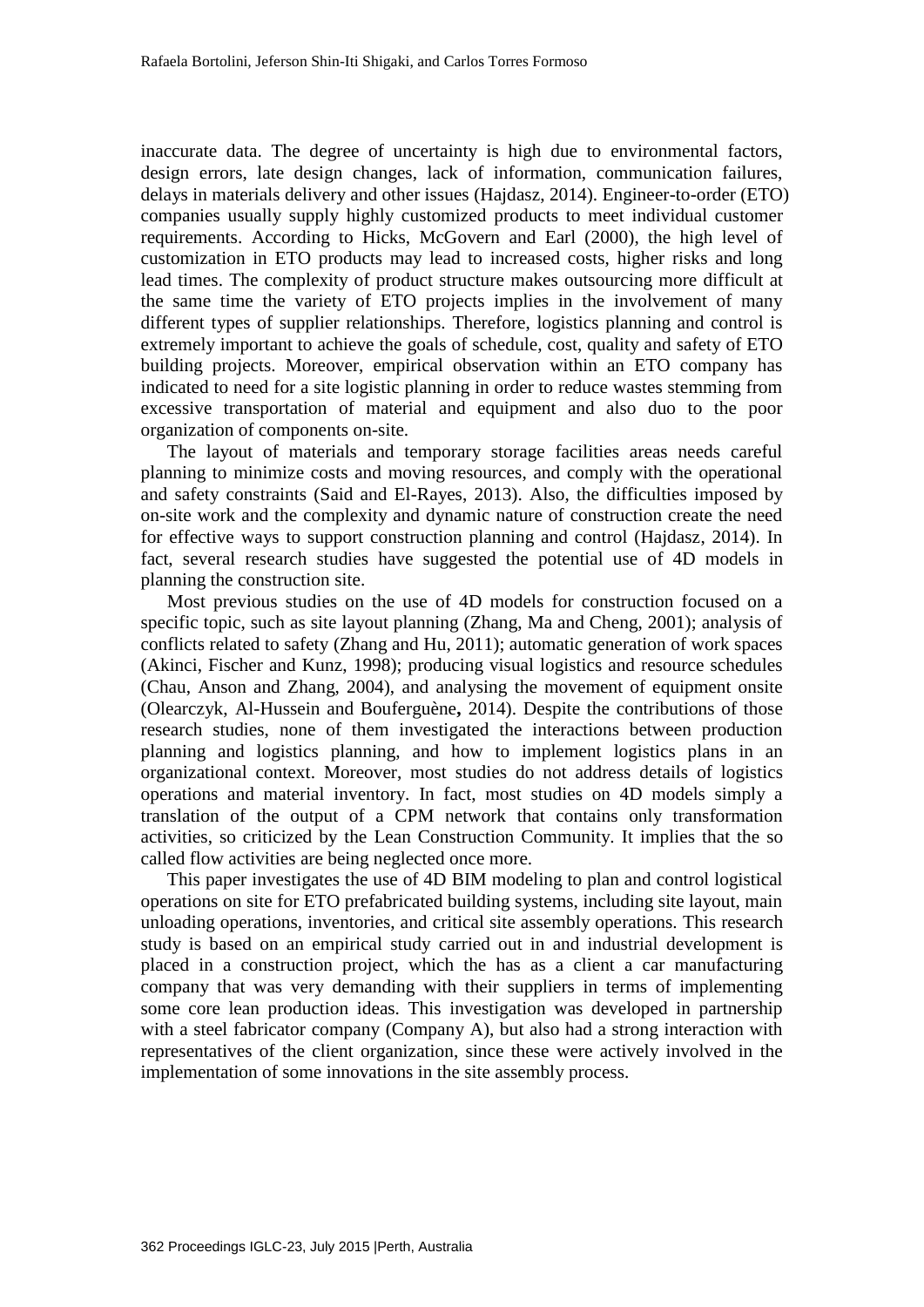inaccurate data. The degree of uncertainty is high due to environmental factors, design errors, late design changes, lack of information, communication failures, delays in materials delivery and other issues (Hajdasz, 2014). Engineer-to-order (ETO) companies usually supply highly customized products to meet individual customer requirements. According to Hicks, McGovern and Earl (2000), the high level of customization in ETO products may lead to increased costs, higher risks and long lead times. The complexity of product structure makes outsourcing more difficult at the same time the variety of ETO projects implies in the involvement of many different types of supplier relationships. Therefore, logistics planning and control is extremely important to achieve the goals of schedule, cost, quality and safety of ETO building projects. Moreover, empirical observation within an ETO company has indicated to need for a site logistic planning in order to reduce wastes stemming from excessive transportation of material and equipment and also duo to the poor organization of components on-site.

The layout of materials and temporary storage facilities areas needs careful planning to minimize costs and moving resources, and comply with the operational and safety constraints (Said and El-Rayes, 2013). Also, the difficulties imposed by on-site work and the complexity and dynamic nature of construction create the need for effective ways to support construction planning and control (Hajdasz, 2014). In fact, several research studies have suggested the potential use of 4D models in planning the construction site.

Most previous studies on the use of 4D models for construction focused on a specific topic, such as site layout planning (Zhang, Ma and Cheng, 2001); analysis of conflicts related to safety (Zhang and Hu, 2011); automatic generation of work spaces (Akinci, Fischer and Kunz, 1998); producing visual logistics and resource schedules (Chau, Anson and Zhang, 2004), and analysing the movement of equipment onsite (Olearczyk, Al-Hussein and Bouferguène, 2014). Despite the contributions of those research studies, none of them investigated the interactions between production planning and logistics planning, and how to implement logistics plans in an organizational context. Moreover, most studies do not address details of logistics operations and material inventory. In fact, most studies on 4D models simply a translation of the output of a CPM network that contains only transformation activities, so criticized by the Lean Construction Community. It implies that the so called flow activities are being neglected once more.

This paper investigates the use of 4D BIM modeling to plan and control logistical operations on site for ETO prefabricated building systems, including site layout, main unloading operations, inventories, and critical site assembly operations. This research study is based on an empirical study carried out in and industrial development is placed in a construction project, which the has as a client a car manufacturing company that was very demanding with their suppliers in terms of implementing some core lean production ideas. This investigation was developed in partnership with a steel fabricator company (Company A), but also had a strong interaction with representatives of the client organization, since these were actively involved in the implementation of some innovations in the site assembly process.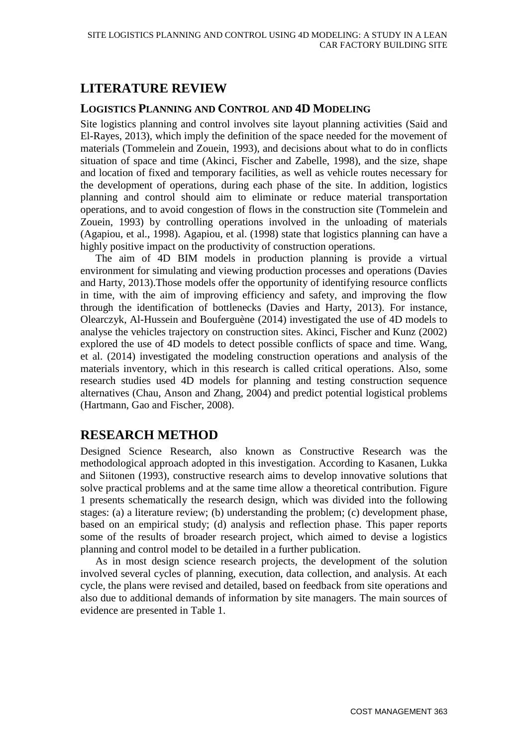# LITERATURE REVIEW

## LOGISTICS PLANNING AND CONTROL AND 4D MODELING

Site logistics planning and control involves site layout planning activities (Said and El-Rayes, 2013), which imply the definition of the space needed for the movement of materials (Tommelein and Zouein, 1993), and decisions about what to do in conflicts situation of space and time (Akinci, Fischer and Zabelle, 1998), and the size, shape and location of fixed and temporary facilities, as well as vehicle routes necessary for the development of operations, during each phase of the site. In addition, logistics planning and control should aim to eliminate or reduce material transportation operations, and to avoid congestion of flows in the construction site (Tommelein and Zouein, 1993) by controlling operations involved in the unloading of materials (Agapiou, et al., 1998). Agapiou, et al. (1998) state that logistics planning can have a highly positive impact on the productivity of construction operations.

The aim of 4D BIM models in production planning is provide a virtual environment for simulating and viewing production processes and operations (Davies and Harty, 2013).Those models offer the opportunity of identifying resource conflicts in time, with the aim of improving efficiency and safety, and improving the flow through the identification of bottlenecks (Davies and Harty, 2013). For instance, Olearczyk, Al-Hussein and Bouferguène (2014) investigated the use of 4D models to analyse the vehicles trajectory on construction sites. Akinci, Fischer and Kunz (2002) explored the use of 4D models to detect possible conflicts of space and time. Wang, et al. (2014) investigated the modeling construction operations and analysis of the materials inventory, which in this research is called critical operations. Also, some research studies used 4D models for planning and testing construction sequence alternatives (Chau, Anson and Zhang, 2004) and predict potential logistical problems (Hartmann, Gao and Fischer, 2008).

# RESEARCH METHOD

Designed Science Research, also known as Constructive Research was the methodological approach adopted in this investigation. According to Kasanen, Lukka and Siitonen (1993), constructive research aims to develop innovative solutions that solve practical problems and at the same time allow a theoretical contribution. Figure 1 presents schematically the research design, which was divided into the following stages: (a) a literature review; (b) understanding the problem; (c) development phase, based on an empirical study; (d) analysis and reflection phase. This paper reports some of the results of broader research project, which aimed to devise a logistics planning and control model to be detailed in a further publication.

As in most design science research projects, the development of the solution involved several cycles of planning, execution, data collection, and analysis. At each cycle, the plans were revised and detailed, based on feedback from site operations and also due to additional demands of information by site managers. The main sources of evidence are presented in Table 1.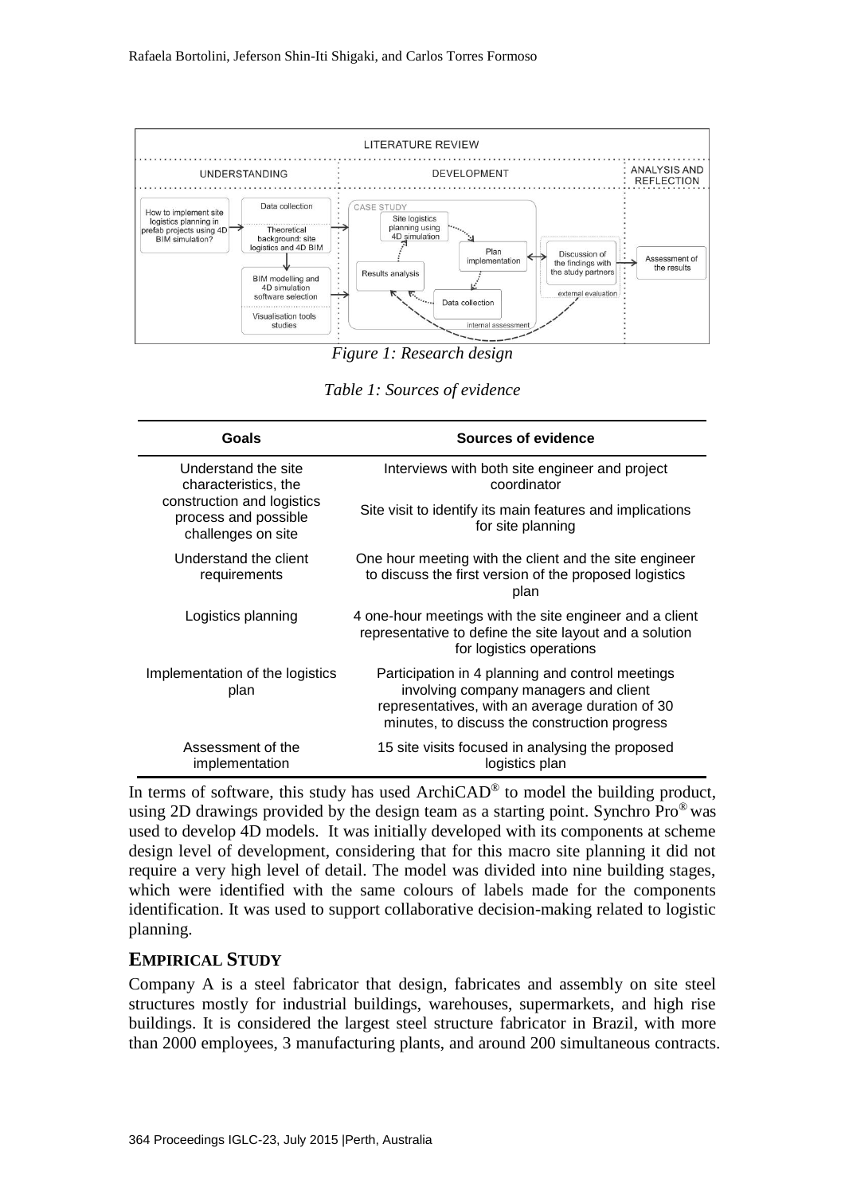*Figure 1: Research design*

*Table 1: Sources of evidence*

| Goals | Sources of evidence |
|---|---|
| Understand the site characteristics, the construction and logistics process and possible challenges on site | Interviews with both site engineer and project coordinator<br>Site visit to identify its main features and implications for site planning |
| Understand the client requirements | One hour meeting with the client and the site engineer to discuss the first version of the proposed logistics plan |
| Logistics planning | 4 one-hour meetings with the site engineer and a client representative to define the site layout and a solution for logistics operations |
| Implementation of the logistics plan | Participation in 4 planning and control meetings involving company managers and client representatives, with an average duration of 30 minutes, to discuss the construction progress |
| Assessment of the implementation | 15 site visits focused in analysing the proposed logistics plan |

In terms of software, this study has used ArchiCAD® to model the building product, using 2D drawings provided by the design team as a starting point. Synchro Pro® was used to develop 4D models. It was initially developed with its components at scheme design level of development, considering that for this macro site planning it did not require a very high level of detail. The model was divided into nine building stages, which were identified with the same colours of labels made for the components identification. It was used to support collaborative decision-making related to logistic planning.

## EMPIRICAL STUDY

Company A is a steel fabricator that design, fabricates and assembly on site steel structures mostly for industrial buildings, warehouses, supermarkets, and high rise buildings. It is considered the largest steel structure fabricator in Brazil, with more than 2000 employees, 3 manufacturing plants, and around 200 simultaneous contracts.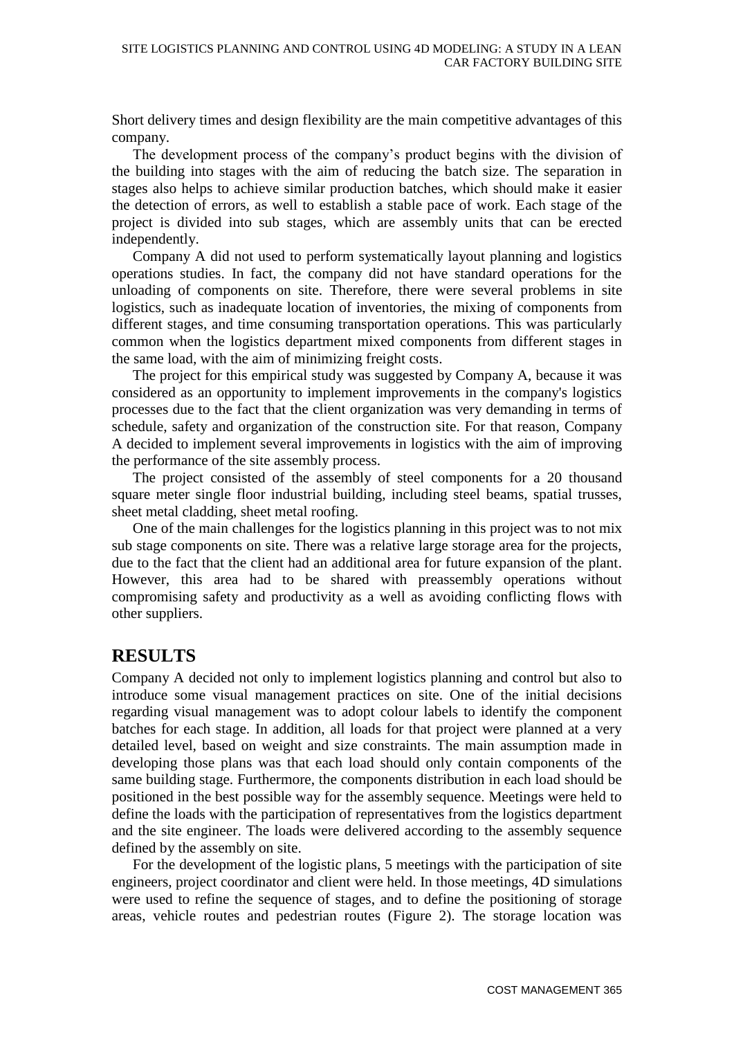Short delivery times and design flexibility are the main competitive advantages of this company.

The development process of the company's product begins with the division of the building into stages with the aim of reducing the batch size. The separation in stages also helps to achieve similar production batches, which should make it easier the detection of errors, as well to establish a stable pace of work. Each stage of the project is divided into sub stages, which are assembly units that can be erected independently.

Company A did not used to perform systematically layout planning and logistics operations studies. In fact, the company did not have standard operations for the unloading of components on site. Therefore, there were several problems in site logistics, such as inadequate location of inventories, the mixing of components from different stages, and time consuming transportation operations. This was particularly common when the logistics department mixed components from different stages in the same load, with the aim of minimizing freight costs.

The project for this empirical study was suggested by Company A, because it was considered as an opportunity to implement improvements in the company's logistics processes due to the fact that the client organization was very demanding in terms of schedule, safety and organization of the construction site. For that reason, Company A decided to implement several improvements in logistics with the aim of improving the performance of the site assembly process.

The project consisted of the assembly of steel components for a 20 thousand square meter single floor industrial building, including steel beams, spatial trusses, sheet metal cladding, sheet metal roofing.

One of the main challenges for the logistics planning in this project was to not mix sub stage components on site. There was a relative large storage area for the projects, due to the fact that the client had an additional area for future expansion of the plant. However, this area had to be shared with preassembly operations without compromising safety and productivity as a well as avoiding conflicting flows with other suppliers.

## RESULTS

Company A decided not only to implement logistics planning and control but also to introduce some visual management practices on site. One of the initial decisions regarding visual management was to adopt colour labels to identify the component batches for each stage. In addition, all loads for that project were planned at a very detailed level, based on weight and size constraints. The main assumption made in developing those plans was that each load should only contain components of the same building stage. Furthermore, the components distribution in each load should be positioned in the best possible way for the assembly sequence. Meetings were held to define the loads with the participation of representatives from the logistics department and the site engineer. The loads were delivered according to the assembly sequence defined by the assembly on site.

For the development of the logistic plans, 5 meetings with the participation of site engineers, project coordinator and client were held. In those meetings, 4D simulations were used to refine the sequence of stages, and to define the positioning of storage areas, vehicle routes and pedestrian routes (Figure 2). The storage location was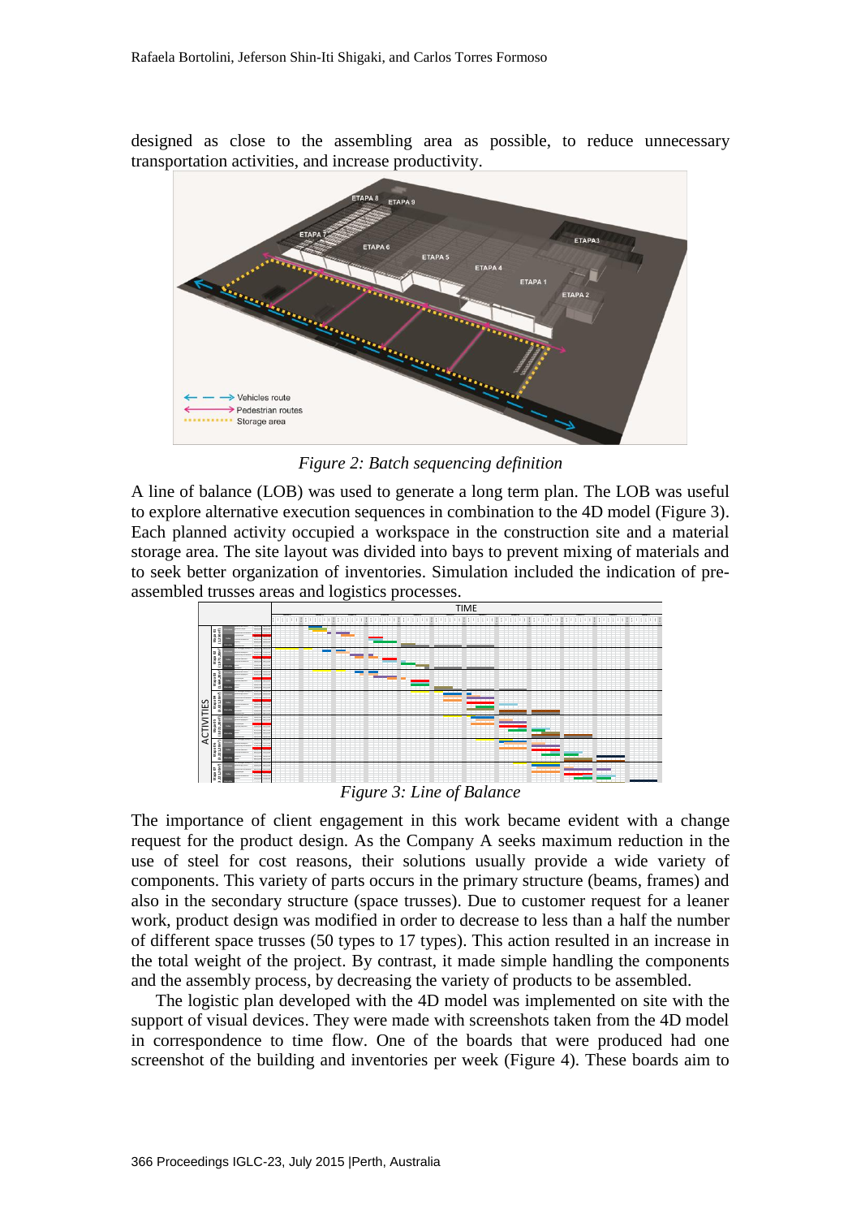designed as close to the assembling area as possible, to reduce unnecessary transportation activities, and increase productivity.

*Figure 2: Batch sequencing definition*

A line of balance (LOB) was used to generate a long term plan. The LOB was useful to explore alternative execution sequences in combination to the 4D model (Figure 3). Each planned activity occupied a workspace in the construction site and a material storage area. The site layout was divided into bays to prevent mixing of materials and to seek better organization of inventories. Simulation included the indication of pre-assembled trusses areas and logistics processes.

*Figure 3: Line of Balance*

The importance of client engagement in this work became evident with a change request for the product design. As the Company A seeks maximum reduction in the use of steel for cost reasons, their solutions usually provide a wide variety of components. This variety of parts occurs in the primary structure (beams, frames) and also in the secondary structure (space trusses). Due to customer request for a leaner work, product design was modified in order to decrease to less than a half the number of different space trusses (50 types to 17 types). This action resulted in an increase in the total weight of the project. By contrast, it made simple handling the components and the assembly process, by decreasing the variety of products to be assembled.

The logistic plan developed with the 4D model was implemented on site with the support of visual devices. They were made with screenshots taken from the 4D model in correspondence to time flow. One of the boards that were produced had one screenshot of the building and inventories per week (Figure 4). These boards aim to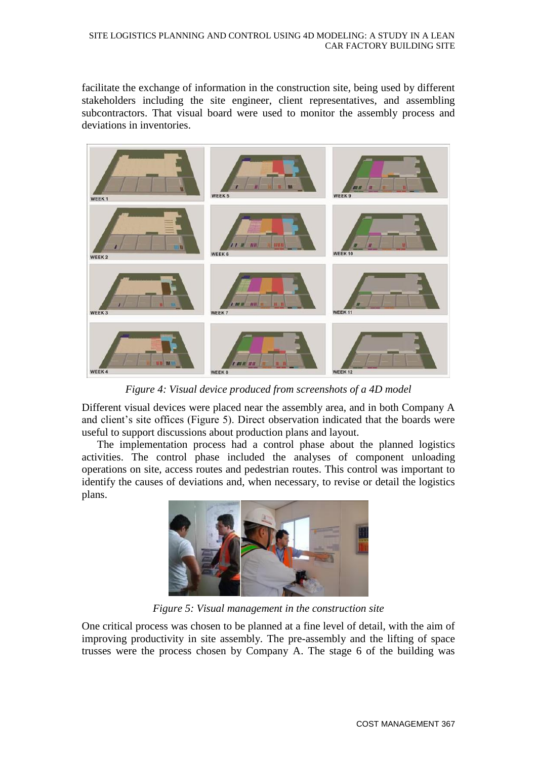facilitate the exchange of information in the construction site, being used by different stakeholders including the site engineer, client representatives, and assembling subcontractors. That visual board were used to monitor the assembly process and deviations in inventories.

*Figure 4: Visual device produced from screenshots of a 4D model*

Different visual devices were placed near the assembly area, and in both Company A and client's site offices (Figure 5). Direct observation indicated that the boards were useful to support discussions about production plans and layout.

The implementation process had a control phase about the planned logistics activities. The control phase included the analyses of component unloading operations on site, access routes and pedestrian routes. This control was important to identify the causes of deviations and, when necessary, to revise or detail the logistics plans.

*Figure 5: Visual management in the construction site*

One critical process was chosen to be planned at a fine level of detail, with the aim of improving productivity in site assembly. The pre-assembly and the lifting of space trusses were the process chosen by Company A. The stage 6 of the building was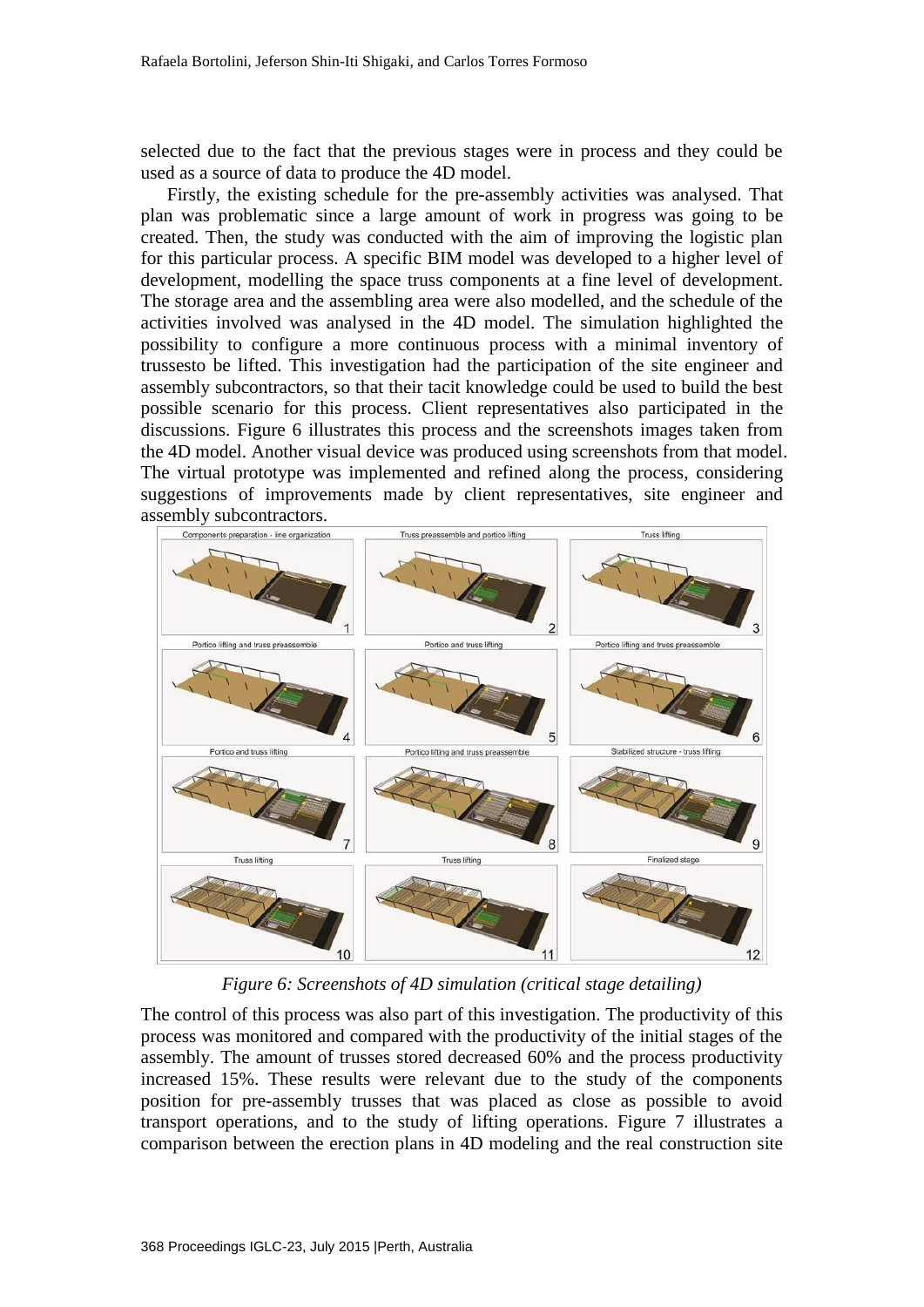selected due to the fact that the previous stages were in process and they could be used as a source of data to produce the 4D model.

Firstly, the existing schedule for the pre-assembly activities was analysed. That plan was problematic since a large amount of work in progress was going to be created. Then, the study was conducted with the aim of improving the logistic plan for this particular process. A specific BIM model was developed to a higher level of development, modelling the space truss components at a fine level of development. The storage area and the assembling area were also modelled, and the schedule of the activities involved was analysed in the 4D model. The simulation highlighted the possibility to configure a more continuous process with a minimal inventory of trussesto be lifted. This investigation had the participation of the site engineer and assembly subcontractors, so that their tacit knowledge could be used to build the best possible scenario for this process. Client representatives also participated in the discussions. Figure 6 illustrates this process and the screenshots images taken from the 4D model. Another visual device was produced using screenshots from that model. The virtual prototype was implemented and refined along the process, considering suggestions of improvements made by client representatives, site engineer and assembly subcontractors.

*Figure 6: Screenshots of 4D simulation (critical stage detailing)*

The control of this process was also part of this investigation. The productivity of this process was monitored and compared with the productivity of the initial stages of the assembly. The amount of trusses stored decreased 60% and the process productivity increased 15%. These results were relevant due to the study of the components position for pre-assembly trusses that was placed as close as possible to avoid transport operations, and to the study of lifting operations. Figure 7 illustrates a comparison between the erection plans in 4D modeling and the real construction site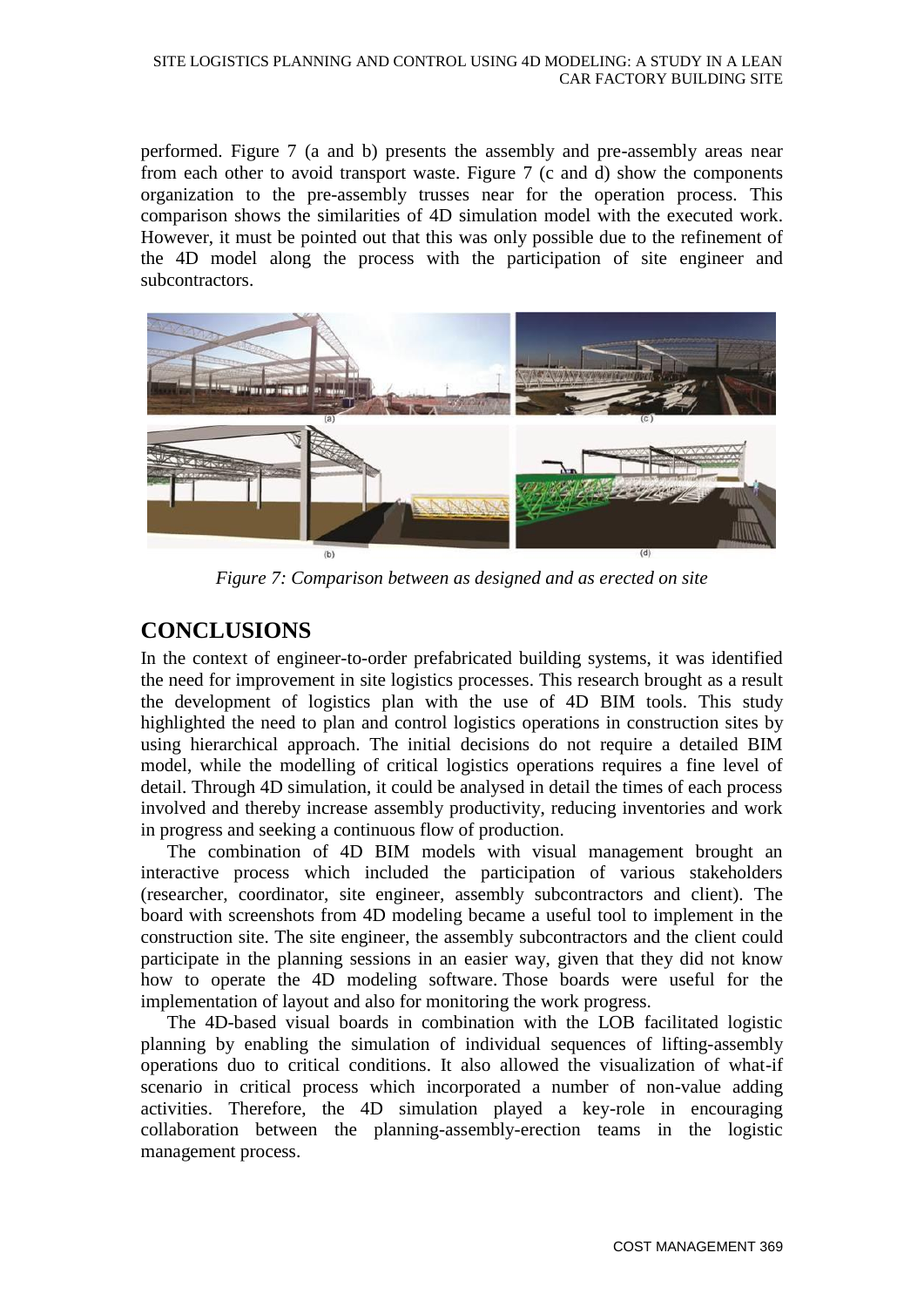performed. Figure 7 (a and b) presents the assembly and pre-assembly areas near from each other to avoid transport waste. Figure 7 (c and d) show the components organization to the pre-assembly trusses near for the operation process. This comparison shows the similarities of 4D simulation model with the executed work. However, it must be pointed out that this was only possible due to the refinement of the 4D model along the process with the participation of site engineer and subcontractors.

*Figure 7: Comparison between as designed and as erected on site*

## CONCLUSIONS

In the context of engineer-to-order prefabricated building systems, it was identified the need for improvement in site logistics processes. This research brought as a result the development of logistics plan with the use of 4D BIM tools. This study highlighted the need to plan and control logistics operations in construction sites by using hierarchical approach. The initial decisions do not require a detailed BIM model, while the modelling of critical logistics operations requires a fine level of detail. Through 4D simulation, it could be analysed in detail the times of each process involved and thereby increase assembly productivity, reducing inventories and work in progress and seeking a continuous flow of production.

The combination of 4D BIM models with visual management brought an interactive process which included the participation of various stakeholders (researcher, coordinator, site engineer, assembly subcontractors and client). The board with screenshots from 4D modeling became a useful tool to implement in the construction site. The site engineer, the assembly subcontractors and the client could participate in the planning sessions in an easier way, given that they did not know how to operate the 4D modeling software. Those boards were useful for the implementation of layout and also for monitoring the work progress.

The 4D-based visual boards in combination with the LOB facilitated logistic planning by enabling the simulation of individual sequences of lifting-assembly operations duo to critical conditions. It also allowed the visualization of what-if scenario in critical process which incorporated a number of non-value adding activities. Therefore, the 4D simulation played a key-role in encouraging collaboration between the planning-assembly-erection teams in the logistic management process.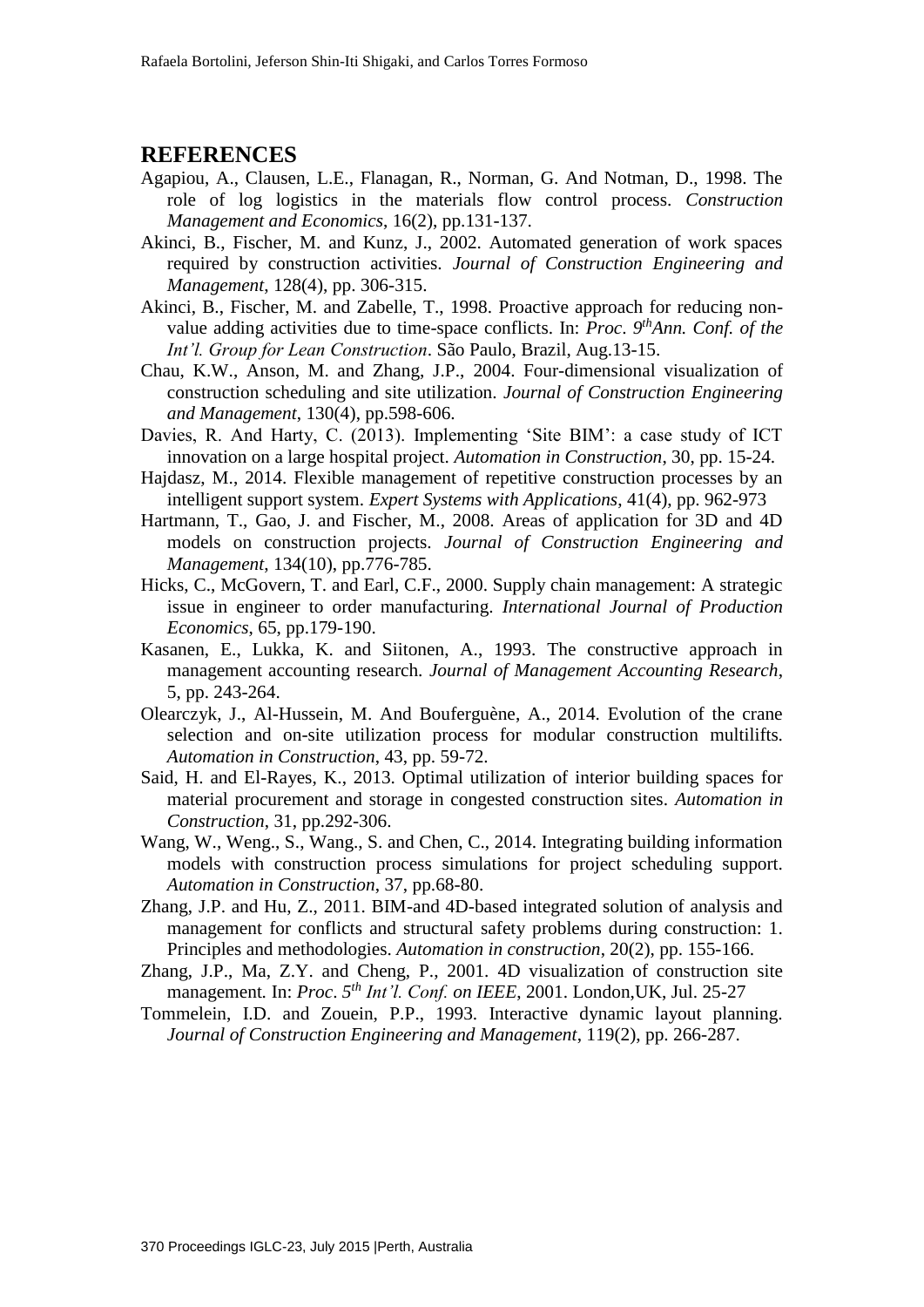## REFERENCES

Agapiou, A., Clausen, L.E., Flanagan, R., Norman, G. And Notman, D., 1998. The role of log logistics in the materials flow control process. *Construction Management and Economics*, 16(2), pp.131-137.

Akinci, B., Fischer, M. and Kunz, J., 2002. Automated generation of work spaces required by construction activities. *Journal of Construction Engineering and Management*, 128(4), pp. 306-315.

Akinci, B., Fischer, M. and Zabelle, T., 1998. Proactive approach for reducing non-value adding activities due to time-space conflicts. In: *Proc. 9th Ann. Conf. of the Int'l. Group for Lean Construction*. São Paulo, Brazil, Aug.13-15.

Chau, K.W., Anson, M. and Zhang, J.P., 2004. Four-dimensional visualization of construction scheduling and site utilization. *Journal of Construction Engineering and Management*, 130(4), pp.598-606.

Davies, R. And Harty, C. (2013). Implementing 'Site BIM': a case study of ICT innovation on a large hospital project. *Automation in Construction*, 30, pp. 15-24.

Hajdasz, M., 2014. Flexible management of repetitive construction processes by an intelligent support system. *Expert Systems with Applications*, 41(4), pp. 962-973

Hartmann, T., Gao, J. and Fischer, M., 2008. Areas of application for 3D and 4D models on construction projects. *Journal of Construction Engineering and Management*, 134(10), pp.776-785.

Hicks, C., McGovern, T. and Earl, C.F., 2000. Supply chain management: A strategic issue in engineer to order manufacturing. *International Journal of Production Economics*, 65, pp.179-190.

Kasanen, E., Lukka, K. and Siitonen, A., 1993. The constructive approach in management accounting research. *Journal of Management Accounting Research*, 5, pp. 243-264.

Olearczyk, J., Al-Hussein, M. And Bouferguène, A., 2014. Evolution of the crane selection and on-site utilization process for modular construction multilifts. *Automation in Construction*, 43, pp. 59-72.

Said, H. and El-Rayes, K., 2013. Optimal utilization of interior building spaces for material procurement and storage in congested construction sites. *Automation in Construction*, 31, pp.292-306.

Wang, W., Weng., S., Wang., S. and Chen, C., 2014. Integrating building information models with construction process simulations for project scheduling support. *Automation in Construction*, 37, pp.68-80.

Zhang, J.P. and Hu, Z., 2011. BIM-and 4D-based integrated solution of analysis and management for conflicts and structural safety problems during construction: 1. Principles and methodologies. *Automation in construction*, 20(2), pp. 155-166.

Zhang, J.P., Ma, Z.Y. and Cheng, P., 2001. 4D visualization of construction site management. In: *Proc. 5th Int'l. Conf. on IEEE*, 2001. London,UK, Jul. 25-27

Tommelein, I.D. and Zouein, P.P., 1993. Interactive dynamic layout planning. *Journal of Construction Engineering and Management*, 119(2), pp. 266-287.